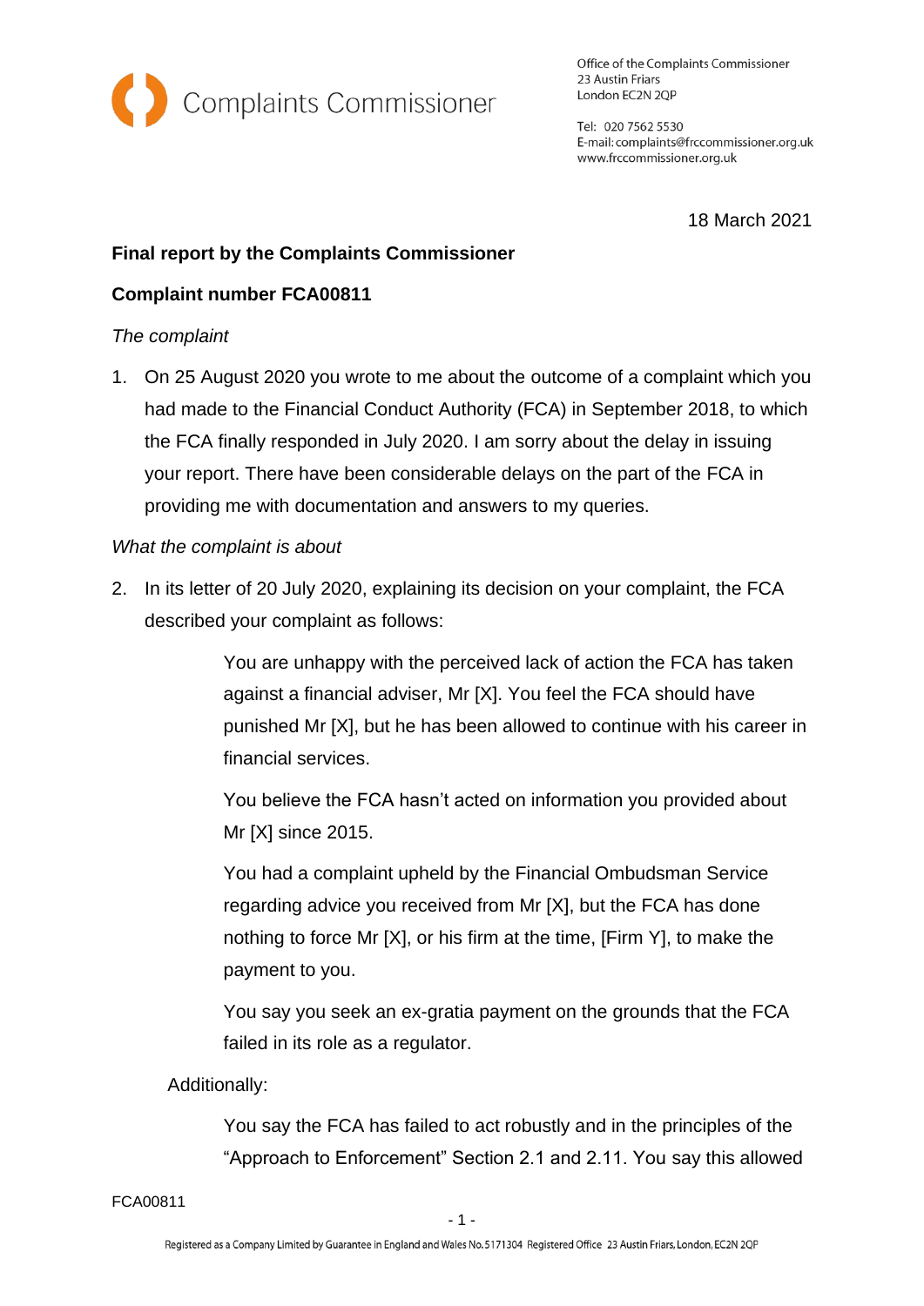Complaints Commissioner

Office of the Complaints Commissioner
23 Austin Friars
London EC2N 2QP

Tel: 020 7562 5530
E-mail: complaints@frccommissioner.org.uk
www.frccommissioner.org.uk

18 March 2021

**Final report by the Complaints Commissioner**

**Complaint number FCA00811**

*The complaint*

1. On 25 August 2020 you wrote to me about the outcome of a complaint which you had made to the Financial Conduct Authority (FCA) in September 2018, to which the FCA finally responded in July 2020. I am sorry about the delay in issuing your report. There have been considerable delays on the part of the FCA in providing me with documentation and answers to my queries.

*What the complaint is about*

2. In its letter of 20 July 2020, explaining its decision on your complaint, the FCA described your complaint as follows:

> You are unhappy with the perceived lack of action the FCA has taken against a financial adviser, Mr [X]. You feel the FCA should have punished Mr [X], but he has been allowed to continue with his career in financial services.
>
> You believe the FCA hasn't acted on information you provided about Mr [X] since 2015.
>
> You had a complaint upheld by the Financial Ombudsman Service regarding advice you received from Mr [X], but the FCA has done nothing to force Mr [X], or his firm at the time, [Firm Y], to make the payment to you.
>
> You say you seek an ex-gratia payment on the grounds that the FCA failed in its role as a regulator.

Additionally:

> You say the FCA has failed to act robustly and in the principles of the "Approach to Enforcement" Section 2.1 and 2.11. You say this allowed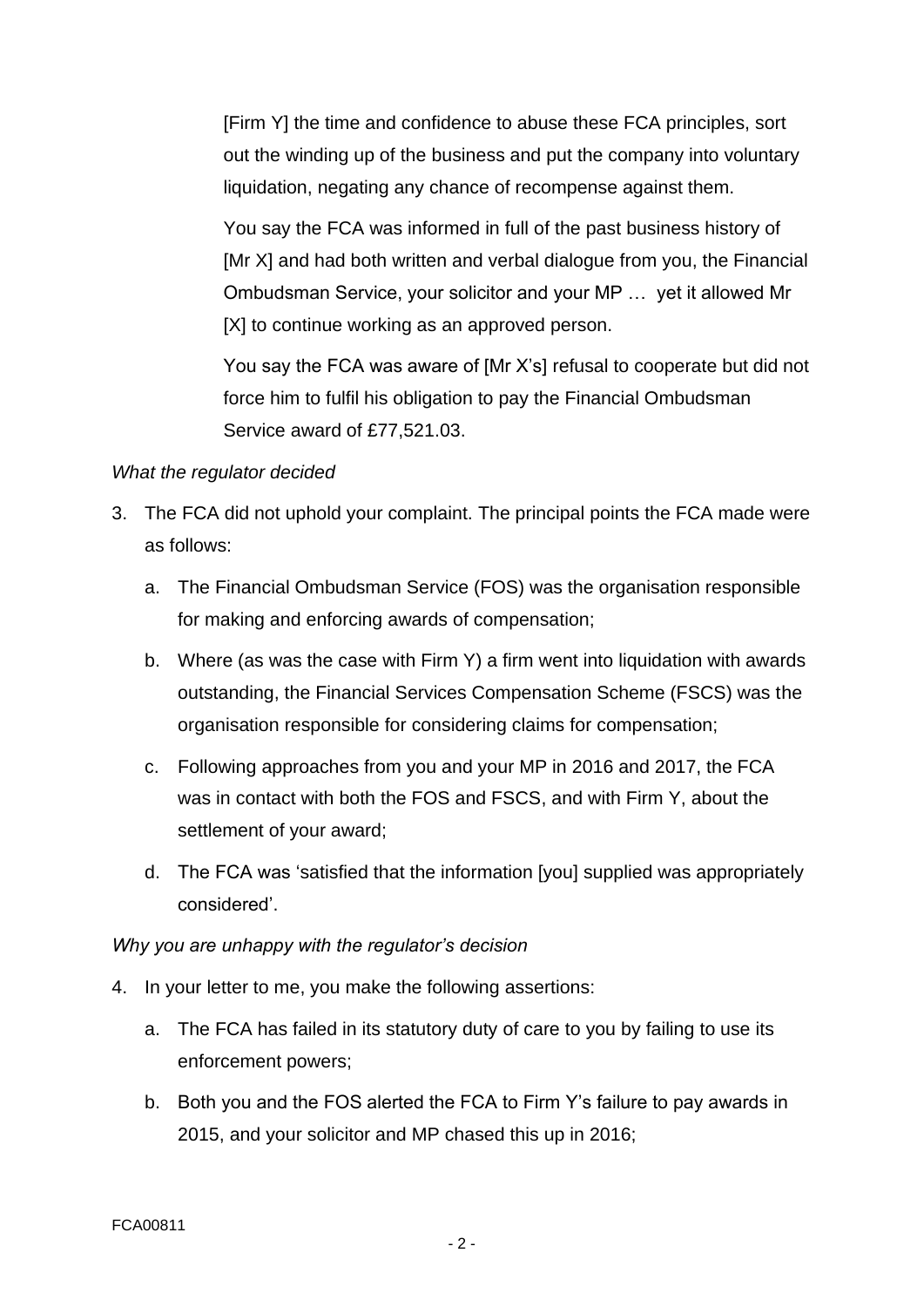[Firm Y] the time and confidence to abuse these FCA principles, sort out the winding up of the business and put the company into voluntary liquidation, negating any chance of recompense against them.

You say the FCA was informed in full of the past business history of [Mr X] and had both written and verbal dialogue from you, the Financial Ombudsman Service, your solicitor and your MP … yet it allowed Mr [X] to continue working as an approved person.

You say the FCA was aware of [Mr X's] refusal to cooperate but did not force him to fulfil his obligation to pay the Financial Ombudsman Service award of £77,521.03.

*What the regulator decided*

3. The FCA did not uphold your complaint. The principal points the FCA made were as follows:

   a. The Financial Ombudsman Service (FOS) was the organisation responsible for making and enforcing awards of compensation;

   b. Where (as was the case with Firm Y) a firm went into liquidation with awards outstanding, the Financial Services Compensation Scheme (FSCS) was the organisation responsible for considering claims for compensation;

   c. Following approaches from you and your MP in 2016 and 2017, the FCA was in contact with both the FOS and FSCS, and with Firm Y, about the settlement of your award;

   d. The FCA was 'satisfied that the information [you] supplied was appropriately considered'.

*Why you are unhappy with the regulator's decision*

4. In your letter to me, you make the following assertions:

   a. The FCA has failed in its statutory duty of care to you by failing to use its enforcement powers;

   b. Both you and the FOS alerted the FCA to Firm Y's failure to pay awards in 2015, and your solicitor and MP chased this up in 2016;

FCA00811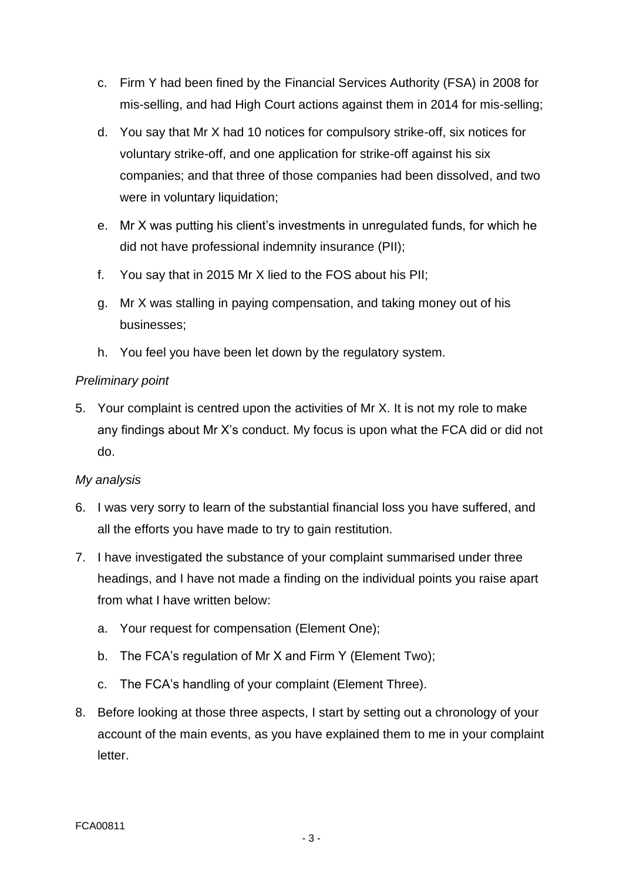c. Firm Y had been fined by the Financial Services Authority (FSA) in 2008 for mis-selling, and had High Court actions against them in 2014 for mis-selling;

d. You say that Mr X had 10 notices for compulsory strike-off, six notices for voluntary strike-off, and one application for strike-off against his six companies; and that three of those companies had been dissolved, and two were in voluntary liquidation;

e. Mr X was putting his client's investments in unregulated funds, for which he did not have professional indemnity insurance (PII);

f. You say that in 2015 Mr X lied to the FOS about his PII;

g. Mr X was stalling in paying compensation, and taking money out of his businesses;

h. You feel you have been let down by the regulatory system.

*Preliminary point*

5. Your complaint is centred upon the activities of Mr X. It is not my role to make any findings about Mr X's conduct. My focus is upon what the FCA did or did not do.

*My analysis*

6. I was very sorry to learn of the substantial financial loss you have suffered, and all the efforts you have made to try to gain restitution.

7. I have investigated the substance of your complaint summarised under three headings, and I have not made a finding on the individual points you raise apart from what I have written below:

   a. Your request for compensation (Element One);

   b. The FCA's regulation of Mr X and Firm Y (Element Two);

   c. The FCA's handling of your complaint (Element Three).

8. Before looking at those three aspects, I start by setting out a chronology of your account of the main events, as you have explained them to me in your complaint letter.

FCA00811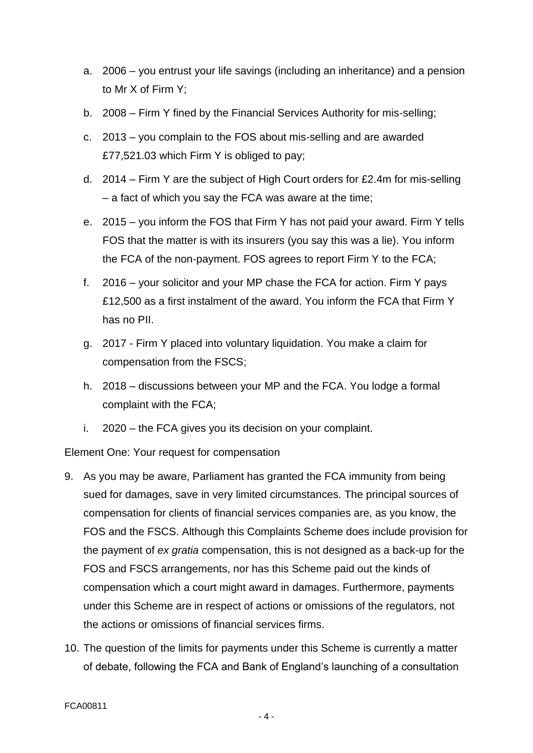a. 2006 – you entrust your life savings (including an inheritance) and a pension to Mr X of Firm Y;

b. 2008 – Firm Y fined by the Financial Services Authority for mis-selling;

c. 2013 – you complain to the FOS about mis-selling and are awarded £77,521.03 which Firm Y is obliged to pay;

d. 2014 – Firm Y are the subject of High Court orders for £2.4m for mis-selling – a fact of which you say the FCA was aware at the time;

e. 2015 – you inform the FOS that Firm Y has not paid your award. Firm Y tells FOS that the matter is with its insurers (you say this was a lie). You inform the FCA of the non-payment. FOS agrees to report Firm Y to the FCA;

f. 2016 – your solicitor and your MP chase the FCA for action. Firm Y pays £12,500 as a first instalment of the award. You inform the FCA that Firm Y has no PII.

g. 2017 - Firm Y placed into voluntary liquidation. You make a claim for compensation from the FSCS;

h. 2018 – discussions between your MP and the FCA. You lodge a formal complaint with the FCA;

i. 2020 – the FCA gives you its decision on your complaint.

Element One: Your request for compensation

9. As you may be aware, Parliament has granted the FCA immunity from being sued for damages, save in very limited circumstances. The principal sources of compensation for clients of financial services companies are, as you know, the FOS and the FSCS. Although this Complaints Scheme does include provision for the payment of *ex gratia* compensation, this is not designed as a back-up for the FOS and FSCS arrangements, nor has this Scheme paid out the kinds of compensation which a court might award in damages. Furthermore, payments under this Scheme are in respect of actions or omissions of the regulators, not the actions or omissions of financial services firms.

10. The question of the limits for payments under this Scheme is currently a matter of debate, following the FCA and Bank of England's launching of a consultation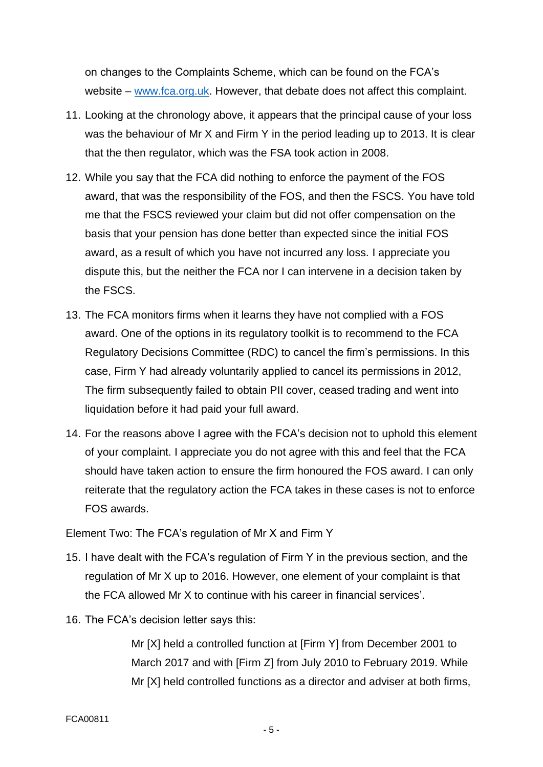on changes to the Complaints Scheme, which can be found on the FCA's website – www.fca.org.uk. However, that debate does not affect this complaint.

11. Looking at the chronology above, it appears that the principal cause of your loss was the behaviour of Mr X and Firm Y in the period leading up to 2013. It is clear that the then regulator, which was the FSA took action in 2008.

12. While you say that the FCA did nothing to enforce the payment of the FOS award, that was the responsibility of the FOS, and then the FSCS. You have told me that the FSCS reviewed your claim but did not offer compensation on the basis that your pension has done better than expected since the initial FOS award, as a result of which you have not incurred any loss. I appreciate you dispute this, but the neither the FCA nor I can intervene in a decision taken by the FSCS.

13. The FCA monitors firms when it learns they have not complied with a FOS award. One of the options in its regulatory toolkit is to recommend to the FCA Regulatory Decisions Committee (RDC) to cancel the firm's permissions. In this case, Firm Y had already voluntarily applied to cancel its permissions in 2012, The firm subsequently failed to obtain PII cover, ceased trading and went into liquidation before it had paid your full award.

14. For the reasons above I agree with the FCA's decision not to uphold this element of your complaint. I appreciate you do not agree with this and feel that the FCA should have taken action to ensure the firm honoured the FOS award. I can only reiterate that the regulatory action the FCA takes in these cases is not to enforce FOS awards.

Element Two: The FCA's regulation of Mr X and Firm Y

15. I have dealt with the FCA's regulation of Firm Y in the previous section, and the regulation of Mr X up to 2016. However, one element of your complaint is that the FCA allowed Mr X to continue with his career in financial services'.

16. The FCA's decision letter says this:

> Mr [X] held a controlled function at [Firm Y] from December 2001 to March 2017 and with [Firm Z] from July 2010 to February 2019. While Mr [X] held controlled functions as a director and adviser at both firms,

FCA00811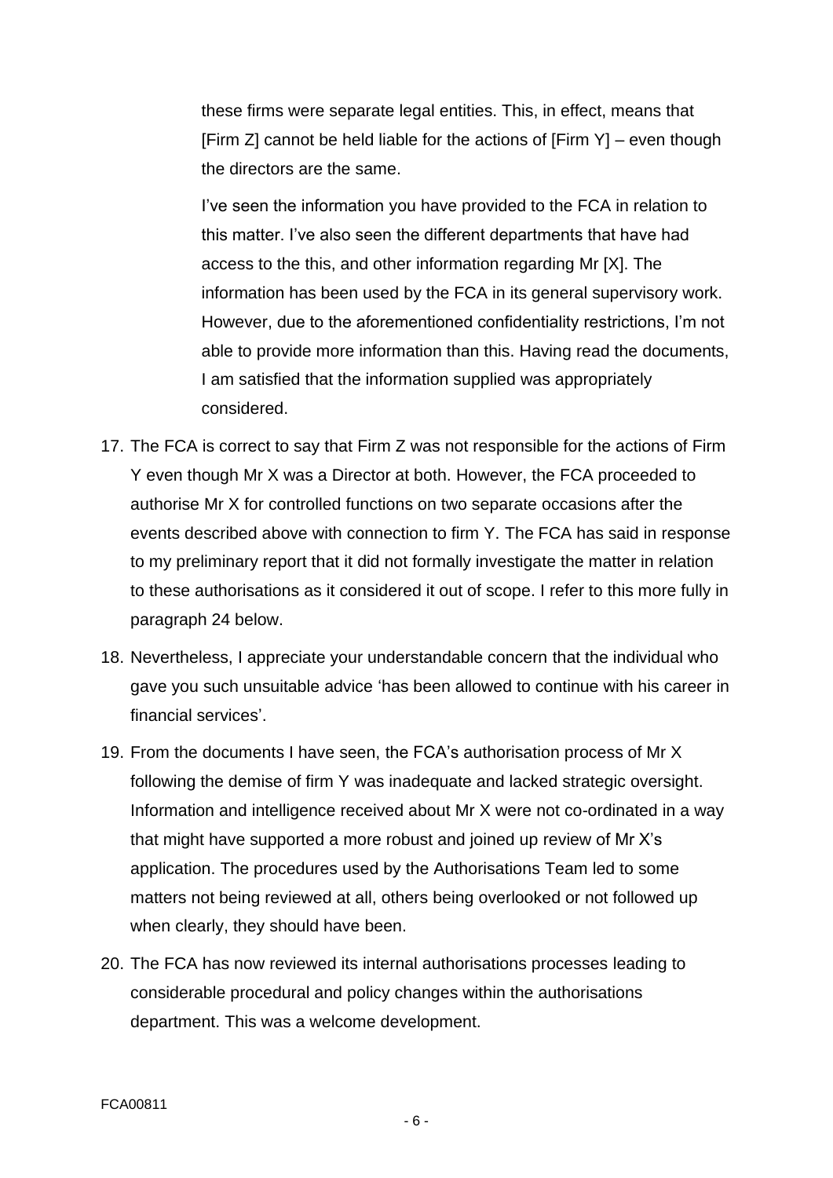> these firms were separate legal entities. This, in effect, means that [Firm Z] cannot be held liable for the actions of [Firm Y] – even though the directors are the same.
>
> I've seen the information you have provided to the FCA in relation to this matter. I've also seen the different departments that have had access to the this, and other information regarding Mr [X]. The information has been used by the FCA in its general supervisory work. However, due to the aforementioned confidentiality restrictions, I'm not able to provide more information than this. Having read the documents, I am satisfied that the information supplied was appropriately considered.

17. The FCA is correct to say that Firm Z was not responsible for the actions of Firm Y even though Mr X was a Director at both. However, the FCA proceeded to authorise Mr X for controlled functions on two separate occasions after the events described above with connection to firm Y. The FCA has said in response to my preliminary report that it did not formally investigate the matter in relation to these authorisations as it considered it out of scope. I refer to this more fully in paragraph 24 below.

18. Nevertheless, I appreciate your understandable concern that the individual who gave you such unsuitable advice 'has been allowed to continue with his career in financial services'.

19. From the documents I have seen, the FCA's authorisation process of Mr X following the demise of firm Y was inadequate and lacked strategic oversight. Information and intelligence received about Mr X were not co-ordinated in a way that might have supported a more robust and joined up review of Mr X's application. The procedures used by the Authorisations Team led to some matters not being reviewed at all, others being overlooked or not followed up when clearly, they should have been.

20. The FCA has now reviewed its internal authorisations processes leading to considerable procedural and policy changes within the authorisations department. This was a welcome development.

FCA00811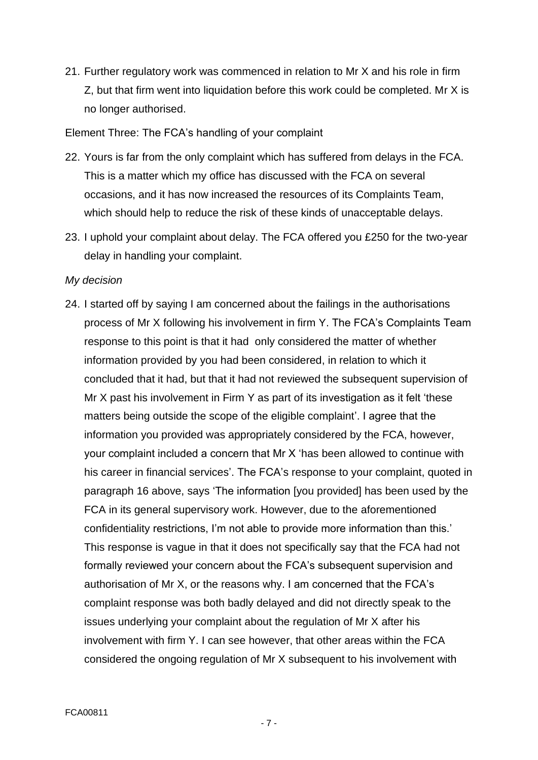21. Further regulatory work was commenced in relation to Mr X and his role in firm Z, but that firm went into liquidation before this work could be completed. Mr X is no longer authorised.

Element Three: The FCA's handling of your complaint

22. Yours is far from the only complaint which has suffered from delays in the FCA. This is a matter which my office has discussed with the FCA on several occasions, and it has now increased the resources of its Complaints Team, which should help to reduce the risk of these kinds of unacceptable delays.

23. I uphold your complaint about delay. The FCA offered you £250 for the two-year delay in handling your complaint.

*My decision*

24. I started off by saying I am concerned about the failings in the authorisations process of Mr X following his involvement in firm Y. The FCA's Complaints Team response to this point is that it had only considered the matter of whether information provided by you had been considered, in relation to which it concluded that it had, but that it had not reviewed the subsequent supervision of Mr X past his involvement in Firm Y as part of its investigation as it felt 'these matters being outside the scope of the eligible complaint'. I agree that the information you provided was appropriately considered by the FCA, however, your complaint included a concern that Mr X 'has been allowed to continue with his career in financial services'. The FCA's response to your complaint, quoted in paragraph 16 above, says 'The information [you provided] has been used by the FCA in its general supervisory work. However, due to the aforementioned confidentiality restrictions, I'm not able to provide more information than this.' This response is vague in that it does not specifically say that the FCA had not formally reviewed your concern about the FCA's subsequent supervision and authorisation of Mr X, or the reasons why. I am concerned that the FCA's complaint response was both badly delayed and did not directly speak to the issues underlying your complaint about the regulation of Mr X after his involvement with firm Y. I can see however, that other areas within the FCA considered the ongoing regulation of Mr X subsequent to his involvement with

FCA00811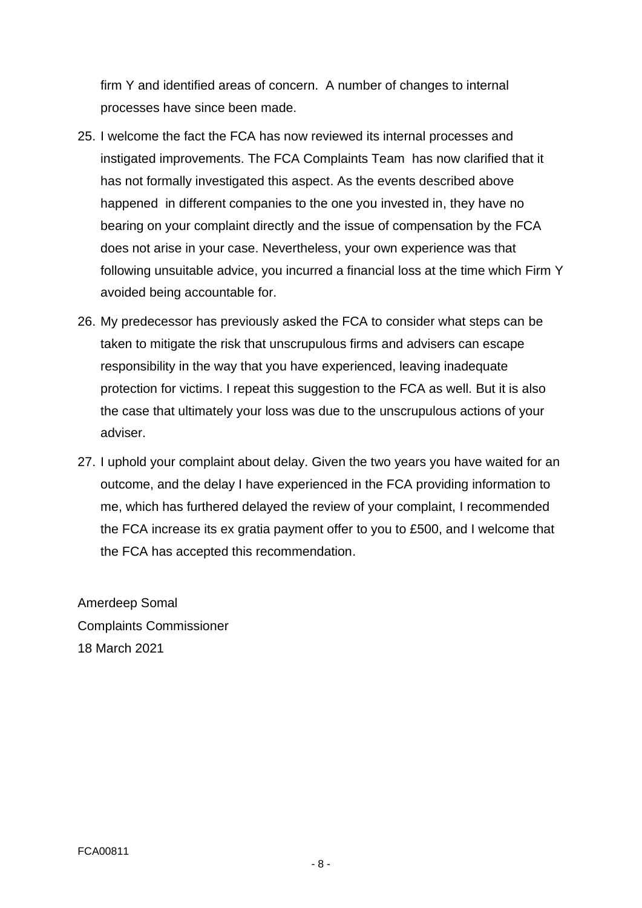firm Y and identified areas of concern. A number of changes to internal processes have since been made.

25. I welcome the fact the FCA has now reviewed its internal processes and instigated improvements. The FCA Complaints Team has now clarified that it has not formally investigated this aspect. As the events described above happened in different companies to the one you invested in, they have no bearing on your complaint directly and the issue of compensation by the FCA does not arise in your case. Nevertheless, your own experience was that following unsuitable advice, you incurred a financial loss at the time which Firm Y avoided being accountable for.

26. My predecessor has previously asked the FCA to consider what steps can be taken to mitigate the risk that unscrupulous firms and advisers can escape responsibility in the way that you have experienced, leaving inadequate protection for victims. I repeat this suggestion to the FCA as well. But it is also the case that ultimately your loss was due to the unscrupulous actions of your adviser.

27. I uphold your complaint about delay. Given the two years you have waited for an outcome, and the delay I have experienced in the FCA providing information to me, which has furthered delayed the review of your complaint, I recommended the FCA increase its ex gratia payment offer to you to £500, and I welcome that the FCA has accepted this recommendation.

Amerdeep Somal
Complaints Commissioner
18 March 2021

FCA00811